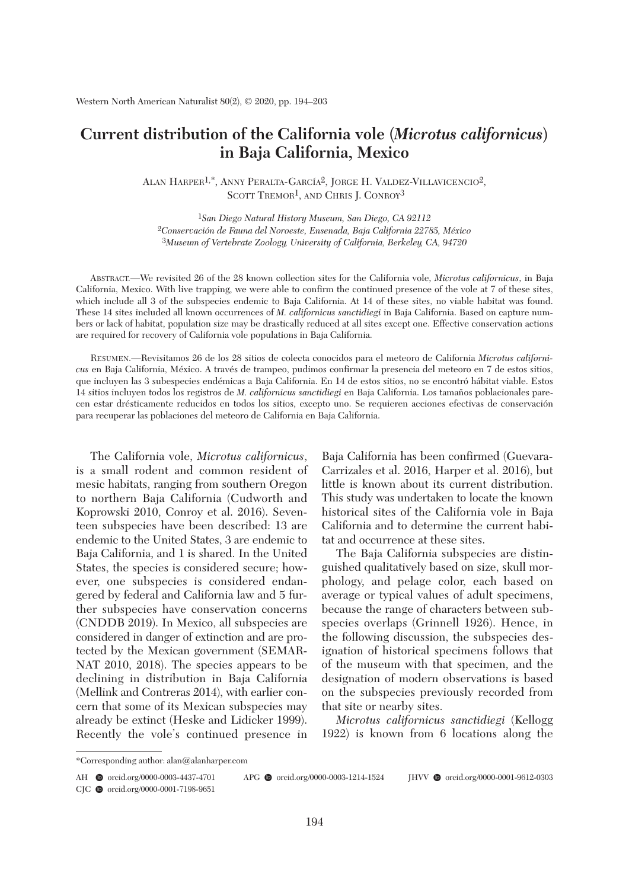# Current distribution of the California vole (*Microtus californicus*) in Baja California, Mexico

Alan Harper[1,*], Anny Peralta-García[2], Jorge H. Valdez-Villavicencio[2], Scott Tremor[1], and Chris J. Conroy[3]

[1]*San Diego Natural History Museum, San Diego, CA 92112*
[2]*Conservación de Fauna del Noroeste, Ensenada, Baja California 22785, México*
[3]*Museum of Vertebrate Zoology, University of California, Berkeley, CA, 94720*

Abstract.—We revisited 26 of the 28 known collection sites for the California vole, *Microtus californicus*, in Baja California, Mexico. With live trapping, we were able to confirm the continued presence of the vole at 7 of these sites, which include all 3 of the subspecies endemic to Baja California. At 14 of these sites, no viable habitat was found. These 14 sites included all known occurrences of *M. californicus sanctidiegi* in Baja California. Based on capture numbers or lack of habitat, population size may be drastically reduced at all sites except one. Effective conservation actions are required for recovery of California vole populations in Baja California.

Resumen.—Revisitamos 26 de los 28 sitios de colecta conocidos para el meteoro de California *Microtus californicus* en Baja California, México. A través de trampeo, pudimos confirmar la presencia del meteoro en 7 de estos sitios, que incluyen las 3 subespecies endémicas a Baja California. En 14 de estos sitios, no se encontró hábitat viable. Estos 14 sitios incluyen todos los registros de *M. californicus sanctidiegi* en Baja California. Los tamaños poblacionales parecen estar drésticamente reducidos en todos los sitios, excepto uno. Se requieren acciones efectivas de conservación para recuperar las poblaciones del meteoro de California en Baja California.

The California vole, *Microtus californicus*, is a small rodent and common resident of mesic habitats, ranging from southern Oregon to northern Baja California (Cudworth and Koprowski 2010, Conroy et al. 2016). Seventeen subspecies have been described: 13 are endemic to the United States, 3 are endemic to Baja California, and 1 is shared. In the United States, the species is considered secure; however, one subspecies is considered endangered by federal and California law and 5 further subspecies have conservation concerns (CNDDB 2019). In Mexico, all subspecies are considered in danger of extinction and are protected by the Mexican government (SEMARNAT 2010, 2018). The species appears to be declining in distribution in Baja California (Mellink and Contreras 2014), with earlier concern that some of its Mexican subspecies may already be extinct (Heske and Lidicker 1999). Recently the vole's continued presence in Baja California has been confirmed (Guevara-Carrizales et al. 2016, Harper et al. 2016), but little is known about its current distribution. This study was undertaken to locate the known historical sites of the California vole in Baja California and to determine the current habitat and occurrence at these sites.

The Baja California subspecies are distinguished qualitatively based on size, skull morphology, and pelage color, each based on average or typical values of adult specimens, because the range of characters between subspecies overlaps (Grinnell 1926). Hence, in the following discussion, the subspecies designation of historical specimens follows that of the museum with that specimen, and the designation of modern observations is based on the subspecies previously recorded from that site or nearby sites.

*Microtus californicus sanctidiegi* (Kellogg 1922) is known from 6 locations along the

*Corresponding author: alan@alanharper.com

AH orcid.org/0000-0003-4437-4701 APG orcid.org/0000-0003-1214-1524 JHVV orcid.org/0000-0001-9612-0303
CJC orcid.org/0000-0001-7198-9651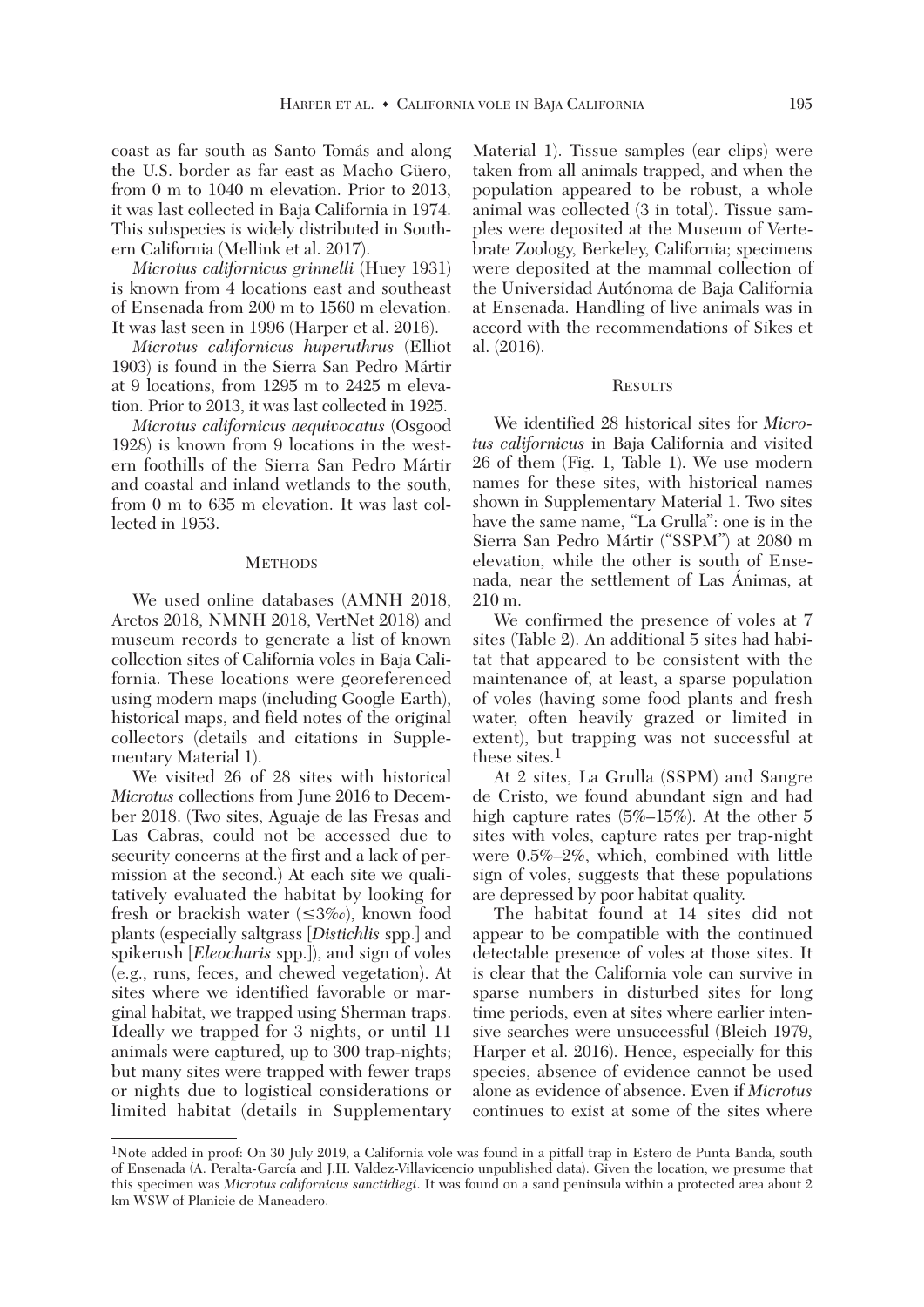coast as far south as Santo Tomás and along the U.S. border as far east as Macho Güero, from 0 m to 1040 m elevation. Prior to 2013, it was last collected in Baja California in 1974. This subspecies is widely distributed in Southern California (Mellink et al. 2017).

*Microtus californicus grinnelli* (Huey 1931) is known from 4 locations east and southeast of Ensenada from 200 m to 1560 m elevation. It was last seen in 1996 (Harper et al. 2016).

*Microtus californicus huperuthrus* (Elliot 1903) is found in the Sierra San Pedro Mártir at 9 locations, from 1295 m to 2425 m elevation. Prior to 2013, it was last collected in 1925.

*Microtus californicus aequivocatus* (Osgood 1928) is known from 9 locations in the western foothills of the Sierra San Pedro Mártir and coastal and inland wetlands to the south, from 0 m to 635 m elevation. It was last collected in 1953.

## Methods

We used online databases (AMNH 2018, Arctos 2018, NMNH 2018, VertNet 2018) and museum records to generate a list of known collection sites of California voles in Baja California. These locations were georeferenced using modern maps (including Google Earth), historical maps, and field notes of the original collectors (details and citations in Supplementary Material 1).

We visited 26 of 28 sites with historical *Microtus* collections from June 2016 to December 2018. (Two sites, Aguaje de las Fresas and Las Cabras, could not be accessed due to security concerns at the first and a lack of permission at the second.) At each site we qualitatively evaluated the habitat by looking for fresh or brackish water (≤3‰), known food plants (especially saltgrass [*Distichlis* spp.] and spikerush [*Eleocharis* spp.]), and sign of voles (e.g., runs, feces, and chewed vegetation). At sites where we identified favorable or marginal habitat, we trapped using Sherman traps. Ideally we trapped for 3 nights, or until 11 animals were captured, up to 300 trap-nights; but many sites were trapped with fewer traps or nights due to logistical considerations or limited habitat (details in Supplementary Material 1). Tissue samples (ear clips) were taken from all animals trapped, and when the population appeared to be robust, a whole animal was collected (3 in total). Tissue samples were deposited at the Museum of Vertebrate Zoology, Berkeley, California; specimens were deposited at the mammal collection of the Universidad Autónoma de Baja California at Ensenada. Handling of live animals was in accord with the recommendations of Sikes et al. (2016).

## Results

We identified 28 historical sites for *Microtus californicus* in Baja California and visited 26 of them (Fig. 1, Table 1). We use modern names for these sites, with historical names shown in Supplementary Material 1. Two sites have the same name, "La Grulla": one is in the Sierra San Pedro Mártir ("SSPM") at 2080 m elevation, while the other is south of Ensenada, near the settlement of Las Ánimas, at 210 m.

We confirmed the presence of voles at 7 sites (Table 2). An additional 5 sites had habitat that appeared to be consistent with the maintenance of, at least, a sparse population of voles (having some food plants and fresh water, often heavily grazed or limited in extent), but trapping was not successful at these sites.[1]

At 2 sites, La Grulla (SSPM) and Sangre de Cristo, we found abundant sign and had high capture rates (5%–15%). At the other 5 sites with voles, capture rates per trap-night were 0.5%–2%, which, combined with little sign of voles, suggests that these populations are depressed by poor habitat quality.

The habitat found at 14 sites did not appear to be compatible with the continued detectable presence of voles at those sites. It is clear that the California vole can survive in sparse numbers in disturbed sites for long time periods, even at sites where earlier intensive searches were unsuccessful (Bleich 1979, Harper et al. 2016). Hence, especially for this species, absence of evidence cannot be used alone as evidence of absence. Even if *Microtus* continues to exist at some of the sites where

[1]Note added in proof: On 30 July 2019, a California vole was found in a pitfall trap in Estero de Punta Banda, south of Ensenada (A. Peralta-García and J.H. Valdez-Villavicencio unpublished data). Given the location, we presume that this specimen was *Microtus californicus sanctidiegi*. It was found on a sand peninsula within a protected area about 2 km WSW of Planicie de Maneadero.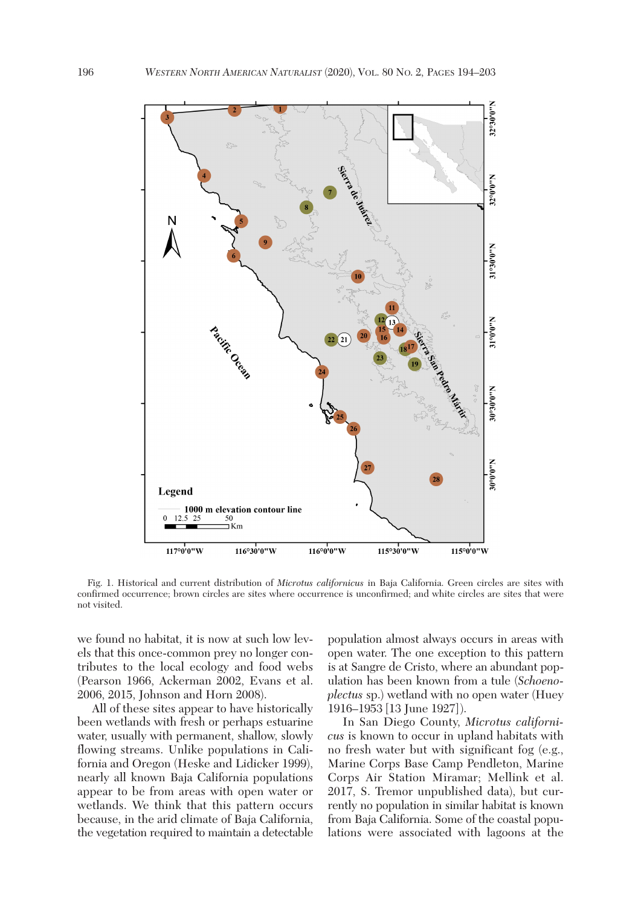Fig. 1. Historical and current distribution of *Microtus californicus* in Baja California. Green circles are sites with confirmed occurrence; brown circles are sites where occurrence is unconfirmed; and white circles are sites that were not visited.

we found no habitat, it is now at such low levels that this once-common prey no longer contributes to the local ecology and food webs (Pearson 1966, Ackerman 2002, Evans et al. 2006, 2015, Johnson and Horn 2008).

All of these sites appear to have historically been wetlands with fresh or perhaps estuarine water, usually with permanent, shallow, slowly flowing streams. Unlike populations in California and Oregon (Heske and Lidicker 1999), nearly all known Baja California populations appear to be from areas with open water or wetlands. We think that this pattern occurs because, in the arid climate of Baja California, the vegetation required to maintain a detectable population almost always occurs in areas with open water. The one exception to this pattern is at Sangre de Cristo, where an abundant population has been known from a tule (*Schoenoplectus* sp.) wetland with no open water (Huey 1916–1953 [13 June 1927]).

In San Diego County, *Microtus californicus* is known to occur in upland habitats with no fresh water but with significant fog (e.g., Marine Corps Base Camp Pendleton, Marine Corps Air Station Miramar; Mellink et al. 2017, S. Tremor unpublished data), but currently no population in similar habitat is known from Baja California. Some of the coastal populations were associated with lagoons at the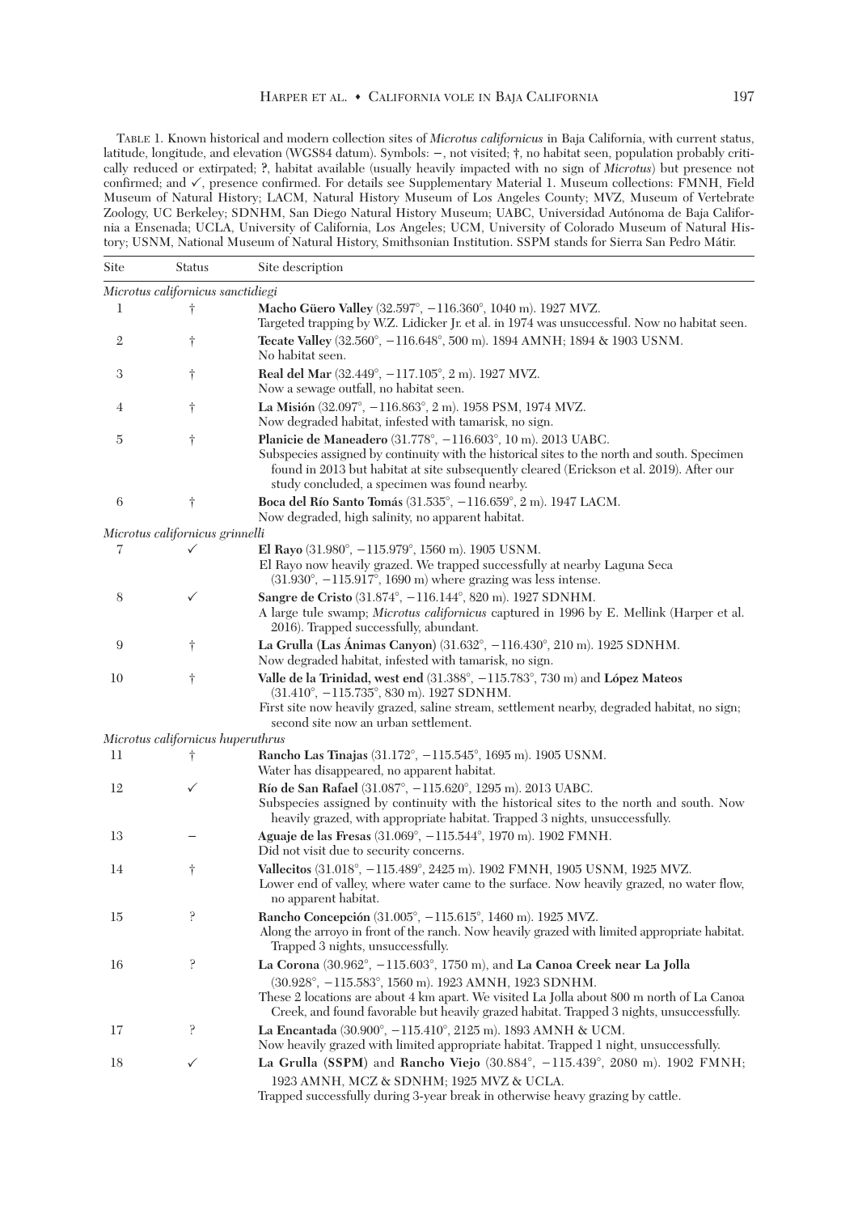Table 1. Known historical and modern collection sites of *Microtus californicus* in Baja California, with current status, latitude, longitude, and elevation (WGS84 datum). Symbols: −, not visited; †, no habitat seen, population probably critically reduced or extirpated; ?, habitat available (usually heavily impacted with no sign of *Microtus*) but presence not confirmed; and ✓, presence confirmed. For details see Supplementary Material 1. Museum collections: FMNH, Field Museum of Natural History; LACM, Natural History Museum of Los Angeles County; MVZ, Museum of Vertebrate Zoology, UC Berkeley; SDNHM, San Diego Natural History Museum; UABC, Universidad Autónoma de Baja California a Ensenada; UCLA, University of California, Los Angeles; UCM, University of Colorado Museum of Natural History; USNM, National Museum of Natural History, Smithsonian Institution. SSPM stands for Sierra San Pedro Mátir.

| Site | Status | Site description |
|---|---|---|
| *Microtus californicus sanctidiegi* | | |
| 1 | † | **Macho Güero Valley** (32.597°, −116.360°, 1040 m). 1927 MVZ. Targeted trapping by W.Z. Lidicker Jr. et al. in 1974 was unsuccessful. Now no habitat seen. |
| 2 | † | **Tecate Valley** (32.560°, −116.648°, 500 m). 1894 AMNH; 1894 & 1903 USNM. No habitat seen. |
| 3 | † | **Real del Mar** (32.449°, −117.105°, 2 m). 1927 MVZ. Now a sewage outfall, no habitat seen. |
| 4 | † | **La Misión** (32.097°, −116.863°, 2 m). 1958 PSM, 1974 MVZ. Now degraded habitat, infested with tamarisk, no sign. |
| 5 | † | **Planicie de Maneadero** (31.778°, −116.603°, 10 m). 2013 UABC. Subspecies assigned by continuity with the historical sites to the north and south. Specimen found in 2013 but habitat at site subsequently cleared (Erickson et al. 2019). After our study concluded, a specimen was found nearby. |
| 6 | † | **Boca del Río Santo Tomás** (31.535°, −116.659°, 2 m). 1947 LACM. Now degraded, high salinity, no apparent habitat. |
| *Microtus californicus grinnelli* | | |
| 7 | ✓ | **El Rayo** (31.980°, −115.979°, 1560 m). 1905 USNM. El Rayo now heavily grazed. We trapped successfully at nearby Laguna Seca (31.930°, −115.917°, 1690 m) where grazing was less intense. |
| 8 | ✓ | **Sangre de Cristo** (31.874°, −116.144°, 820 m). 1927 SDNHM. A large tule swamp; *Microtus californicus* captured in 1996 by E. Mellink (Harper et al. 2016). Trapped successfully, abundant. |
| 9 | † | **La Grulla (Las Ánimas Canyon)** (31.632°, −116.430°, 210 m). 1925 SDNHM. Now degraded habitat, infested with tamarisk, no sign. |
| 10 | † | **Valle de la Trinidad, west end** (31.388°, −115.783°, 730 m) and **López Mateos** (31.410°, −115.735°, 830 m). 1927 SDNHM. First site now heavily grazed, saline stream, settlement nearby, degraded habitat, no sign; second site now an urban settlement. |
| *Microtus californicus huperuthrus* | | |
| 11 | † | **Rancho Las Tinajas** (31.172°, −115.545°, 1695 m). 1905 USNM. Water has disappeared, no apparent habitat. |
| 12 | ✓ | **Río de San Rafael** (31.087°, −115.620°, 1295 m). 2013 UABC. Subspecies assigned by continuity with the historical sites to the north and south. Now heavily grazed, with appropriate habitat. Trapped 3 nights, unsuccessfully. |
| 13 | − | **Aguaje de las Fresas** (31.069°, −115.544°, 1970 m). 1902 FMNH. Did not visit due to security concerns. |
| 14 | † | **Vallecitos** (31.018°, −115.489°, 2425 m). 1902 FMNH, 1905 USNM, 1925 MVZ. Lower end of valley, where water came to the surface. Now heavily grazed, no water flow, no apparent habitat. |
| 15 | ? | **Rancho Concepción** (31.005°, −115.615°, 1460 m). 1925 MVZ. Along the arroyo in front of the ranch. Now heavily grazed with limited appropriate habitat. Trapped 3 nights, unsuccessfully. |
| 16 | ? | **La Corona** (30.962°, −115.603°, 1750 m), and **La Canoa Creek near La Jolla** (30.928°, −115.583°, 1560 m). 1923 AMNH, 1923 SDNHM. These 2 locations are about 4 km apart. We visited La Jolla about 800 m north of La Canoa Creek, and found favorable but heavily grazed habitat. Trapped 3 nights, unsuccessfully. |
| 17 | ? | **La Encantada** (30.900°, −115.410°, 2125 m). 1893 AMNH & UCM. Now heavily grazed with limited appropriate habitat. Trapped 1 night, unsuccessfully. |
| 18 | ✓ | **La Grulla (SSPM)** and **Rancho Viejo** (30.884°, −115.439°, 2080 m). 1902 FMNH; 1923 AMNH, MCZ & SDNHM; 1925 MVZ & UCLA. Trapped successfully during 3-year break in otherwise heavy grazing by cattle. |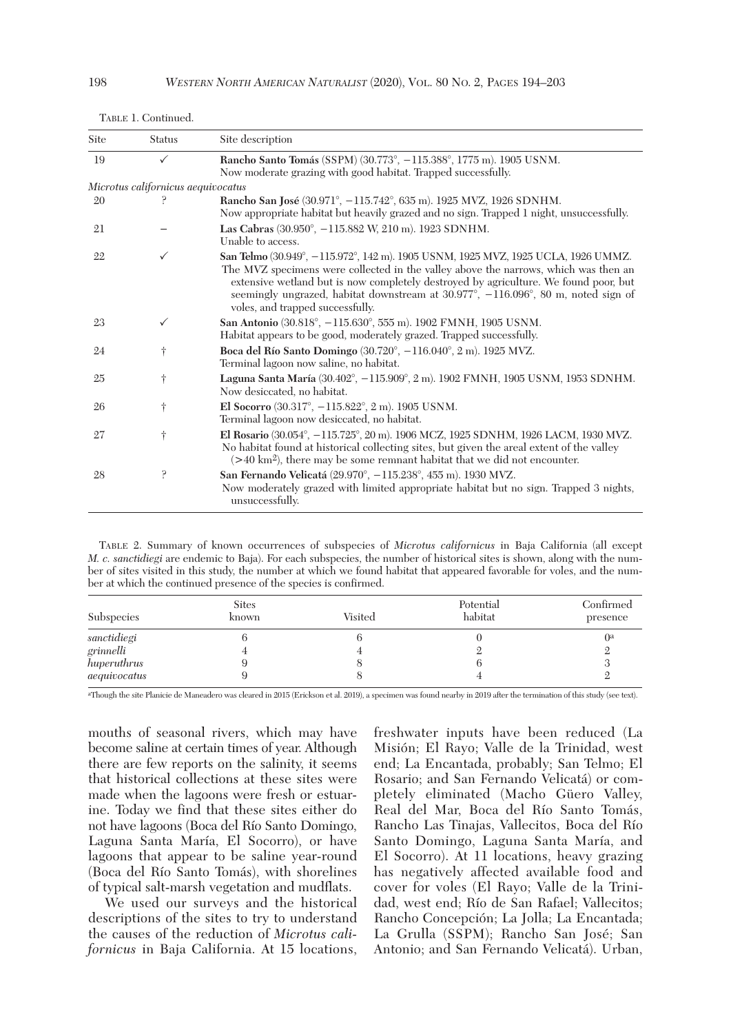TABLE 1. Continued.

| Site | Status | Site description |
|---|---|---|
| 19 | ✓ | **Rancho Santo Tomás** (SSPM) (30.773°, −115.388°, 1775 m). 1905 USNM. Now moderate grazing with good habitat. Trapped successfully. |
| *Microtus californicus aequivocatus* | | |
| 20 | ? | **Rancho San José** (30.971°, −115.742°, 635 m). 1925 MVZ, 1926 SDNHM. Now appropriate habitat but heavily grazed and no sign. Trapped 1 night, unsuccessfully. |
| 21 | – | **Las Cabras** (30.950°, −115.882 W, 210 m). 1923 SDNHM. Unable to access. |
| 22 | ✓ | **San Telmo** (30.949°, −115.972°, 142 m). 1905 USNM, 1925 MVZ, 1925 UCLA, 1926 UMMZ. The MVZ specimens were collected in the valley above the narrows, which was then an extensive wetland but is now completely destroyed by agriculture. We found poor, but seemingly ungrazed, habitat downstream at 30.977°, −116.096°, 80 m, noted sign of voles, and trapped successfully. |
| 23 | ✓ | **San Antonio** (30.818°, −115.630°, 555 m). 1902 FMNH, 1905 USNM. Habitat appears to be good, moderately grazed. Trapped successfully. |
| 24 | † | **Boca del Río Santo Domingo** (30.720°, −116.040°, 2 m). 1925 MVZ. Terminal lagoon now saline, no habitat. |
| 25 | † | **Laguna Santa María** (30.402°, −115.909°, 2 m). 1902 FMNH, 1905 USNM, 1953 SDNHM. Now desiccated, no habitat. |
| 26 | † | **El Socorro** (30.317°, −115.822°, 2 m). 1905 USNM. Terminal lagoon now desiccated, no habitat. |
| 27 | † | **El Rosario** (30.054°, −115.725°, 20 m). 1906 MCZ, 1925 SDNHM, 1926 LACM, 1930 MVZ. No habitat found at historical collecting sites, but given the areal extent of the valley (>40 km²), there may be some remnant habitat that we did not encounter. |
| 28 | ? | **San Fernando Velicatá** (29.970°, −115.238°, 455 m). 1930 MVZ. Now moderately grazed with limited appropriate habitat but no sign. Trapped 3 nights, unsuccessfully. |

TABLE 2. Summary of known occurrences of subspecies of *Microtus californicus* in Baja California (all except *M. c. sanctidiegi* are endemic to Baja). For each subspecies, the number of historical sites is shown, along with the number of sites visited in this study, the number at which we found habitat that appeared favorable for voles, and the number at which the continued presence of the species is confirmed.

| Subspecies | Sites known | Visited | Potential habitat | Confirmed presence |
|---|---|---|---|---|
| *sanctidiegi* | 6 | 6 | 0 | 0[a] |
| *grinnelli* | 4 | 4 | 2 | 2 |
| *huperuthrus* | 9 | 8 | 6 | 3 |
| *aequivocatus* | 9 | 8 | 4 | 2 |

[a]Though the site Planicie de Maneadero was cleared in 2015 (Erickson et al. 2019), a specimen was found nearby in 2019 after the termination of this study (see text).

mouths of seasonal rivers, which may have become saline at certain times of year. Although there are few reports on the salinity, it seems that historical collections at these sites were made when the lagoons were fresh or estuarine. Today we find that these sites either do not have lagoons (Boca del Río Santo Domingo, Laguna Santa María, El Socorro), or have lagoons that appear to be saline year-round (Boca del Río Santo Tomás), with shorelines of typical salt-marsh vegetation and mudflats.

We used our surveys and the historical descriptions of the sites to try to understand the causes of the reduction of *Microtus californicus* in Baja California. At 15 locations, freshwater inputs have been reduced (La Misión; El Rayo; Valle de la Trinidad, west end; La Encantada, probably; San Telmo; El Rosario; and San Fernando Velicatá) or completely eliminated (Macho Güero Valley, Real del Mar, Boca del Río Santo Tomás, Rancho Las Tinajas, Vallecitos, Boca del Río Santo Domingo, Laguna Santa María, and El Socorro). At 11 locations, heavy grazing has negatively affected available food and cover for voles (El Rayo; Valle de la Trinidad, west end; Río de San Rafael; Vallecitos; Rancho Concepción; La Jolla; La Encantada; La Grulla (SSPM); Rancho San José; San Antonio; and San Fernando Velicatá). Urban,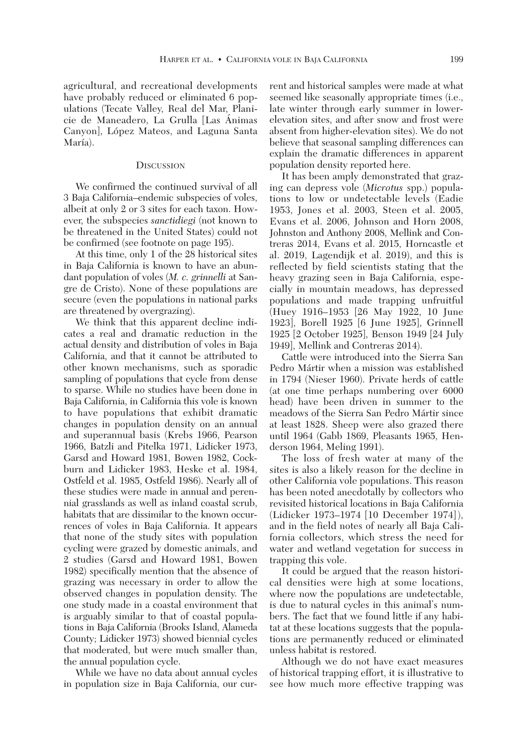agricultural, and recreational developments have probably reduced or eliminated 6 populations (Tecate Valley, Real del Mar, Planicie de Maneadero, La Grulla [Las Ánimas Canyon], López Mateos, and Laguna Santa María).

## Discussion

We confirmed the continued survival of all 3 Baja California–endemic subspecies of voles, albeit at only 2 or 3 sites for each taxon. However, the subspecies *sanctidiegi* (not known to be threatened in the United States) could not be confirmed (see footnote on page 195).

At this time, only 1 of the 28 historical sites in Baja California is known to have an abundant population of voles (*M. c. grinnelli* at Sangre de Cristo). None of these populations are secure (even the populations in national parks are threatened by overgrazing).

We think that this apparent decline indicates a real and dramatic reduction in the actual density and distribution of voles in Baja California, and that it cannot be attributed to other known mechanisms, such as sporadic sampling of populations that cycle from dense to sparse. While no studies have been done in Baja California, in California this vole is known to have populations that exhibit dramatic changes in population density on an annual and superannual basis (Krebs 1966, Pearson 1966, Batzli and Pitelka 1971, Lidicker 1973, Garsd and Howard 1981, Bowen 1982, Cockburn and Lidicker 1983, Heske et al. 1984, Ostfeld et al. 1985, Ostfeld 1986). Nearly all of these studies were made in annual and perennial grasslands as well as inland coastal scrub, habitats that are dissimilar to the known occurrences of voles in Baja California. It appears that none of the study sites with population cycling were grazed by domestic animals, and 2 studies (Garsd and Howard 1981, Bowen 1982) specifically mention that the absence of grazing was necessary in order to allow the observed changes in population density. The one study made in a coastal environment that is arguably similar to that of coastal populations in Baja California (Brooks Island, Alameda County; Lidicker 1973) showed biennial cycles that moderated, but were much smaller than, the annual population cycle.

While we have no data about annual cycles in population size in Baja California, our current and historical samples were made at what seemed like seasonally appropriate times (i.e., late winter through early summer in lower-elevation sites, and after snow and frost were absent from higher-elevation sites). We do not believe that seasonal sampling differences can explain the dramatic differences in apparent population density reported here.

It has been amply demonstrated that grazing can depress vole (*Microtus* spp.) populations to low or undetectable levels (Eadie 1953, Jones et al. 2003, Steen et al. 2005, Evans et al. 2006, Johnson and Horn 2008, Johnston and Anthony 2008, Mellink and Contreras 2014, Evans et al. 2015, Horncastle et al. 2019, Lagendijk et al. 2019), and this is reflected by field scientists stating that the heavy grazing seen in Baja California, especially in mountain meadows, has depressed populations and made trapping unfruitful (Huey 1916–1953 [26 May 1922, 10 June 1923], Borell 1925 [6 June 1925], Grinnell 1925 [2 October 1925], Benson 1949 [24 July 1949], Mellink and Contreras 2014).

Cattle were introduced into the Sierra San Pedro Mártir when a mission was established in 1794 (Nieser 1960). Private herds of cattle (at one time perhaps numbering over 6000 head) have been driven in summer to the meadows of the Sierra San Pedro Mártir since at least 1828. Sheep were also grazed there until 1964 (Gabb 1869, Pleasants 1965, Henderson 1964, Meling 1991).

The loss of fresh water at many of the sites is also a likely reason for the decline in other California vole populations. This reason has been noted anecdotally by collectors who revisited historical locations in Baja California (Lidicker 1973–1974 [10 December 1974]), and in the field notes of nearly all Baja California collectors, which stress the need for water and wetland vegetation for success in trapping this vole.

It could be argued that the reason historical densities were high at some locations, where now the populations are undetectable, is due to natural cycles in this animal's numbers. The fact that we found little if any habitat at these locations suggests that the populations are permanently reduced or eliminated unless habitat is restored.

Although we do not have exact measures of historical trapping effort, it is illustrative to see how much more effective trapping was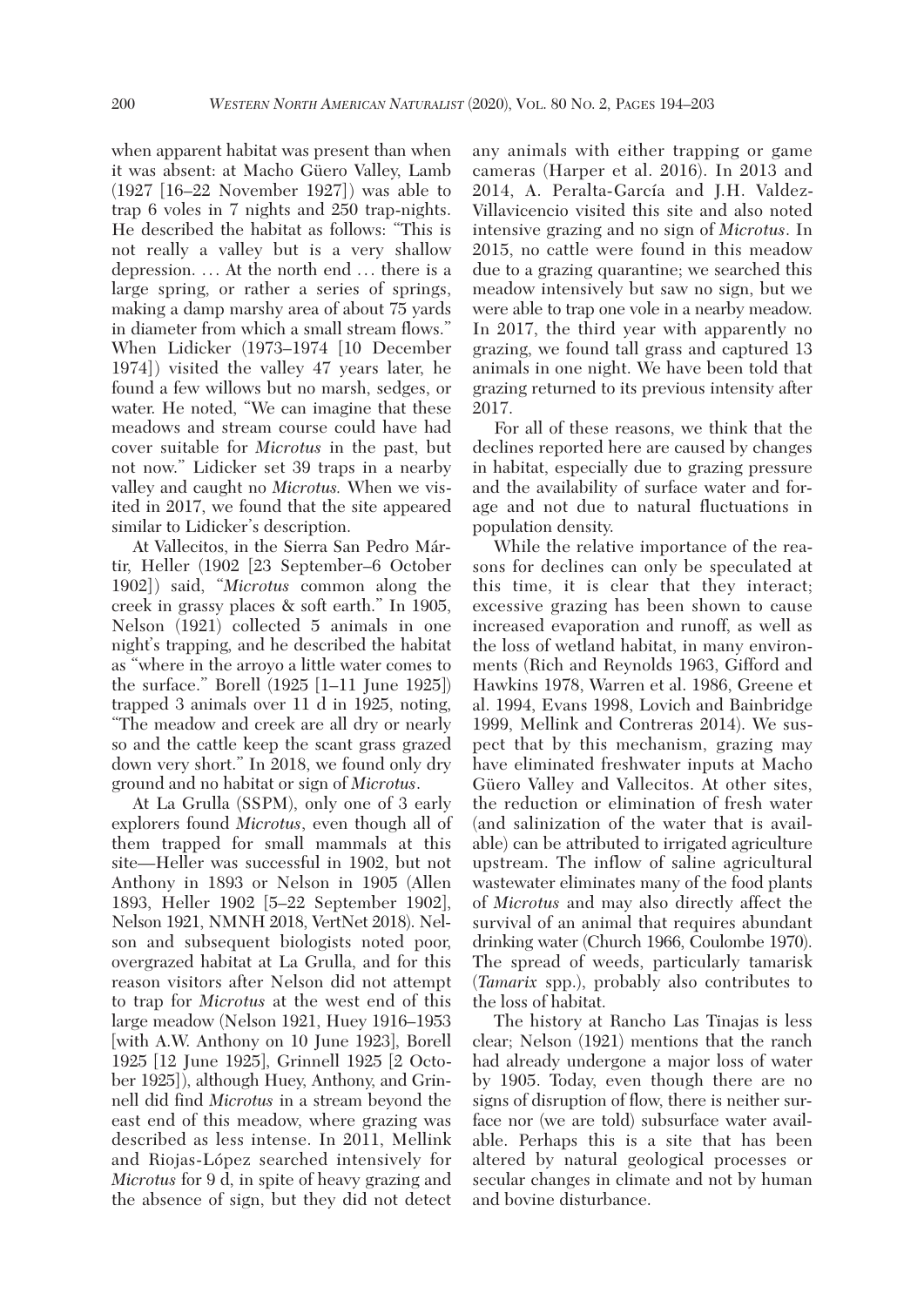when apparent habitat was present than when it was absent: at Macho Güero Valley, Lamb (1927 [16–22 November 1927]) was able to trap 6 voles in 7 nights and 250 trap-nights. He described the habitat as follows: "This is not really a valley but is a very shallow depression. … At the north end … there is a large spring, or rather a series of springs, making a damp marshy area of about 75 yards in diameter from which a small stream flows." When Lidicker (1973–1974 [10 December 1974]) visited the valley 47 years later, he found a few willows but no marsh, sedges, or water. He noted, "We can imagine that these meadows and stream course could have had cover suitable for *Microtus* in the past, but not now." Lidicker set 39 traps in a nearby valley and caught no *Microtus.* When we visited in 2017, we found that the site appeared similar to Lidicker's description.

At Vallecitos, in the Sierra San Pedro Mártir, Heller (1902 [23 September–6 October 1902]) said, "*Microtus* common along the creek in grassy places & soft earth." In 1905, Nelson (1921) collected 5 animals in one night's trapping, and he described the habitat as "where in the arroyo a little water comes to the surface." Borell (1925 [1–11 June 1925]) trapped 3 animals over 11 d in 1925, noting, "The meadow and creek are all dry or nearly so and the cattle keep the scant grass grazed down very short." In 2018, we found only dry ground and no habitat or sign of *Microtus*.

At La Grulla (SSPM), only one of 3 early explorers found *Microtus*, even though all of them trapped for small mammals at this site—Heller was successful in 1902, but not Anthony in 1893 or Nelson in 1905 (Allen 1893, Heller 1902 [5–22 September 1902], Nelson 1921, NMNH 2018, VertNet 2018). Nelson and subsequent biologists noted poor, overgrazed habitat at La Grulla, and for this reason visitors after Nelson did not attempt to trap for *Microtus* at the west end of this large meadow (Nelson 1921, Huey 1916–1953 [with A.W. Anthony on 10 June 1923], Borell 1925 [12 June 1925], Grinnell 1925 [2 October 1925]), although Huey, Anthony, and Grinnell did find *Microtus* in a stream beyond the east end of this meadow, where grazing was described as less intense. In 2011, Mellink and Riojas-López searched intensively for *Microtus* for 9 d, in spite of heavy grazing and the absence of sign, but they did not detect any animals with either trapping or game cameras (Harper et al. 2016). In 2013 and 2014, A. Peralta-García and J.H. Valdez-Villavicencio visited this site and also noted intensive grazing and no sign of *Microtus*. In 2015, no cattle were found in this meadow due to a grazing quarantine; we searched this meadow intensively but saw no sign, but we were able to trap one vole in a nearby meadow. In 2017, the third year with apparently no grazing, we found tall grass and captured 13 animals in one night. We have been told that grazing returned to its previous intensity after 2017.

For all of these reasons, we think that the declines reported here are caused by changes in habitat, especially due to grazing pressure and the availability of surface water and forage and not due to natural fluctuations in population density.

While the relative importance of the reasons for declines can only be speculated at this time, it is clear that they interact; excessive grazing has been shown to cause increased evaporation and runoff, as well as the loss of wetland habitat, in many environments (Rich and Reynolds 1963, Gifford and Hawkins 1978, Warren et al. 1986, Greene et al. 1994, Evans 1998, Lovich and Bainbridge 1999, Mellink and Contreras 2014). We suspect that by this mechanism, grazing may have eliminated freshwater inputs at Macho Güero Valley and Vallecitos. At other sites, the reduction or elimination of fresh water (and salinization of the water that is available) can be attributed to irrigated agriculture upstream. The inflow of saline agricultural wastewater eliminates many of the food plants of *Microtus* and may also directly affect the survival of an animal that requires abundant drinking water (Church 1966, Coulombe 1970). The spread of weeds, particularly tamarisk (*Tamarix* spp.), probably also contributes to the loss of habitat.

The history at Rancho Las Tinajas is less clear; Nelson (1921) mentions that the ranch had already undergone a major loss of water by 1905. Today, even though there are no signs of disruption of flow, there is neither surface nor (we are told) subsurface water available. Perhaps this is a site that has been altered by natural geological processes or secular changes in climate and not by human and bovine disturbance.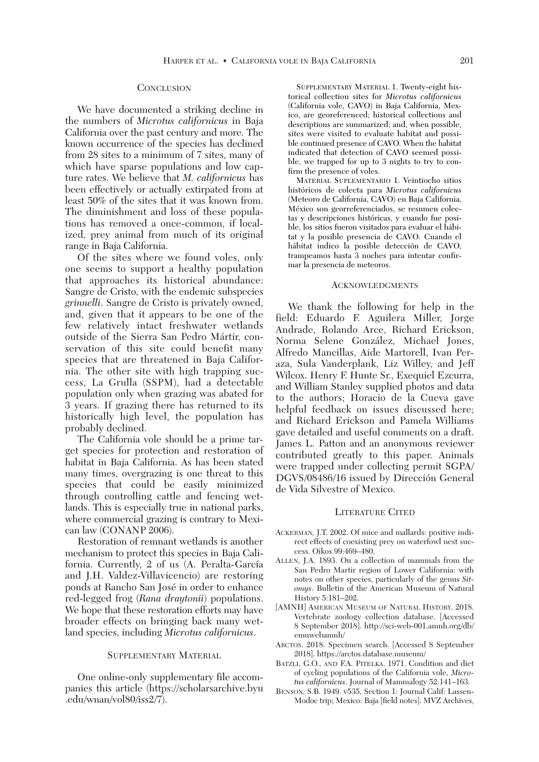## Conclusion

We have documented a striking decline in the numbers of *Microtus californicus* in Baja California over the past century and more. The known occurrence of the species has declined from 28 sites to a minimum of 7 sites, many of which have sparse populations and low capture rates. We believe that *M. californicus* has been effectively or actually extirpated from at least 50% of the sites that it was known from. The diminishment and loss of these populations has removed a once-common, if localized, prey animal from much of its original range in Baja California.

Of the sites where we found voles, only one seems to support a healthy population that approaches its historical abundance: Sangre de Cristo, with the endemic subspecies *grinnelli*. Sangre de Cristo is privately owned, and, given that it appears to be one of the few relatively intact freshwater wetlands outside of the Sierra San Pedro Mártir, conservation of this site could benefit many species that are threatened in Baja California. The other site with high trapping success, La Grulla (SSPM), had a detectable population only when grazing was abated for 3 years. If grazing there has returned to its historically high level, the population has probably declined.

The California vole should be a prime target species for protection and restoration of habitat in Baja California. As has been stated many times, overgrazing is one threat to this species that could be easily minimized through controlling cattle and fencing wetlands. This is especially true in national parks, where commercial grazing is contrary to Mexican law (CONANP 2006).

Restoration of remnant wetlands is another mechanism to protect this species in Baja California. Currently, 2 of us (A. Peralta-García and J.H. Valdez-Villavicencio) are restoring ponds at Rancho San José in order to enhance red-legged frog (*Rana draytonii*) populations. We hope that these restoration efforts may have broader effects on bringing back many wetland species, including *Microtus californicus*.

## Supplementary Material

One online-only supplementary file accompanies this article (https://scholarsarchive.byu.edu/wnan/vol80/iss2/7).

Supplementary Material 1. Twenty-eight historical collection sites for *Microtus californicus* (California vole, CAVO) in Baja California, Mexico, are georeferenced; historical collections and descriptions are summarized; and, when possible, sites were visited to evaluate habitat and possible continued presence of CAVO. When the habitat indicated that detection of CAVO seemed possible, we trapped for up to 3 nights to try to confirm the presence of voles.

Material Suplementario 1. Veintiocho sitios históricos de colecta para *Microtus californicus* (Meteoro de California, CAVO) en Baja California, México son georreferenciados, se resumen colectas y descripciones históricas, y cuando fue posible, los sitios fueron visitados para evaluar el hábitat y la posible presencia de CAVO. Cuando el hábitat indicó la posible detección de CAVO, trampeamos hasta 3 noches para intentar confirmar la presencia de meteoros.

## Acknowledgments

We thank the following for help in the field: Eduardo F. Aguilera Miller, Jorge Andrade, Rolando Arce, Richard Erickson, Norma Selene González, Michael Jones, Alfredo Mancillas, Aide Martorell, Ivan Peraza, Sula Vanderplank, Liz Willey, and Jeff Wilcox. Henry F. Hunte Sr., Exequiel Ezcurra, and William Stanley supplied photos and data to the authors; Horacio de la Cueva gave helpful feedback on issues discussed here; and Richard Erickson and Pamela Williams gave detailed and useful comments on a draft. James L. Patton and an anonymous reviewer contributed greatly to this paper. Animals were trapped under collecting permit SGPA/DGVS/08486/16 issued by Dirección General de Vida Silvestre of Mexico.

## Literature Cited

Ackerman, J.T. 2002. Of mice and mallards: positive indirect effects of coexisting prey on waterfowl nest success. Oikos 99:469–480.

Allen, J.A. 1893. On a collection of mammals from the San Pedro Martir region of Lower California: with notes on other species, particularly of the genus *Sitomys*. Bulletin of the American Museum of Natural History 5:181–202.

[AMNH] American Museum of Natural History. 2018. Vertebrate zoology collection database. [Accessed 8 September 2018]. http://sci-web-001.amnh.org/db/emuwebamnh/

Arctos. 2018. Specimen search. [Accessed 8 September 2018]. https://arctos.database.museum/

Batzli, G.O., and F.A. Pitelka. 1971. Condition and diet of cycling populations of the California vole, *Microtus californicus*. Journal of Mammalogy 52:141–163.

Benson, S.B. 1949. v535, Section 1: Journal Calif: Lassen-Modoc trip; Mexico: Baja [field notes]. MVZ Archives,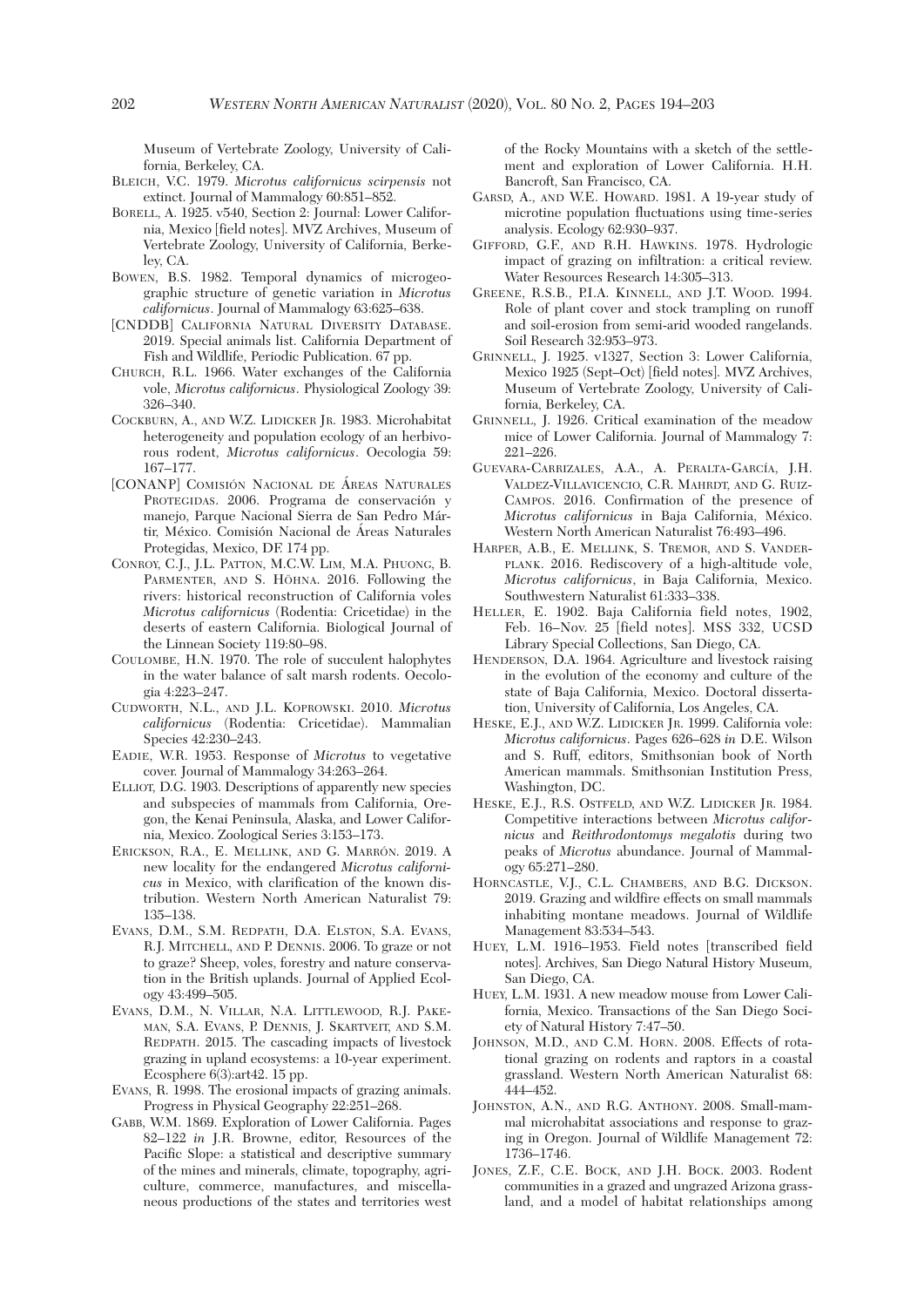Museum of Vertebrate Zoology, University of California, Berkeley, CA.

Bleich, V.C. 1979. *Microtus californicus scirpensis* not extinct. Journal of Mammalogy 60:851–852.

Borell, A. 1925. v540, Section 2: Journal: Lower California, Mexico [field notes]. MVZ Archives, Museum of Vertebrate Zoology, University of California, Berkeley, CA.

Bowen, B.S. 1982. Temporal dynamics of microgeographic structure of genetic variation in *Microtus californicus*. Journal of Mammalogy 63:625–638.

[CNDDB] California Natural Diversity Database. 2019. Special animals list. California Department of Fish and Wildlife, Periodic Publication. 67 pp.

Church, R.L. 1966. Water exchanges of the California vole, *Microtus californicus*. Physiological Zoology 39: 326–340.

Cockburn, A., and W.Z. Lidicker Jr. 1983. Microhabitat heterogeneity and population ecology of an herbivorous rodent, *Microtus californicus*. Oecologia 59: 167–177.

[CONANP] Comisión Nacional de Áreas Naturales Protegidas. 2006. Programa de conservación y manejo, Parque Nacional Sierra de San Pedro Mártir, México. Comisión Nacional de Áreas Naturales Protegidas, Mexico, DF. 174 pp.

Conroy, C.J., J.L. Patton, M.C.W. Lim, M.A. Phuong, B. Parmenter, and S. Höhna. 2016. Following the rivers: historical reconstruction of California voles *Microtus californicus* (Rodentia: Cricetidae) in the deserts of eastern California. Biological Journal of the Linnean Society 119:80–98.

Coulombe, H.N. 1970. The role of succulent halophytes in the water balance of salt marsh rodents. Oecologia 4:223–247.

Cudworth, N.L., and J.L. Koprowski. 2010. *Microtus californicus* (Rodentia: Cricetidae). Mammalian Species 42:230–243.

Eadie, W.R. 1953. Response of *Microtus* to vegetative cover. Journal of Mammalogy 34:263–264.

Elliot, D.G. 1903. Descriptions of apparently new species and subspecies of mammals from California, Oregon, the Kenai Peninsula, Alaska, and Lower California, Mexico. Zoological Series 3:153–173.

Erickson, R.A., E. Mellink, and G. Marrón. 2019. A new locality for the endangered *Microtus californicus* in Mexico, with clarification of the known distribution. Western North American Naturalist 79: 135–138.

Evans, D.M., S.M. Redpath, D.A. Elston, S.A. Evans, R.J. Mitchell, and P. Dennis. 2006. To graze or not to graze? Sheep, voles, forestry and nature conservation in the British uplands. Journal of Applied Ecology 43:499–505.

Evans, D.M., N. Villar, N.A. Littlewood, R.J. Pakeman, S.A. Evans, P. Dennis, J. Skartveit, and S.M. Redpath. 2015. The cascading impacts of livestock grazing in upland ecosystems: a 10-year experiment. Ecosphere 6(3):art42. 15 pp.

Evans, R. 1998. The erosional impacts of grazing animals. Progress in Physical Geography 22:251–268.

Gabb, W.M. 1869. Exploration of Lower California. Pages 82–122 *in* J.R. Browne, editor, Resources of the Pacific Slope: a statistical and descriptive summary of the mines and minerals, climate, topography, agriculture, commerce, manufactures, and miscellaneous productions of the states and territories west of the Rocky Mountains with a sketch of the settlement and exploration of Lower California. H.H. Bancroft, San Francisco, CA.

Garsd, A., and W.E. Howard. 1981. A 19-year study of microtine population fluctuations using time-series analysis. Ecology 62:930–937.

Gifford, G.F., and R.H. Hawkins. 1978. Hydrologic impact of grazing on infiltration: a critical review. Water Resources Research 14:305–313.

Greene, R.S.B., P.I.A. Kinnell, and J.T. Wood. 1994. Role of plant cover and stock trampling on runoff and soil-erosion from semi-arid wooded rangelands. Soil Research 32:953–973.

Grinnell, J. 1925. v1327, Section 3: Lower California, Mexico 1925 (Sept–Oct) [field notes]. MVZ Archives, Museum of Vertebrate Zoology, University of California, Berkeley, CA.

Grinnell, J. 1926. Critical examination of the meadow mice of Lower California. Journal of Mammalogy 7: 221–226.

Guevara-Carrizales, A.A., A. Peralta-García, J.H. Valdez-Villavicencio, C.R. Mahrdt, and G. Ruiz-Campos. 2016. Confirmation of the presence of *Microtus californicus* in Baja California, México. Western North American Naturalist 76:493–496.

Harper, A.B., E. Mellink, S. Tremor, and S. Vanderplank. 2016. Rediscovery of a high-altitude vole, *Microtus californicus*, in Baja California, Mexico. Southwestern Naturalist 61:333–338.

Heller, E. 1902. Baja California field notes, 1902, Feb. 16–Nov. 25 [field notes]. MSS 332, UCSD Library Special Collections, San Diego, CA.

Henderson, D.A. 1964. Agriculture and livestock raising in the evolution of the economy and culture of the state of Baja California, Mexico. Doctoral dissertation, University of California, Los Angeles, CA.

Heske, E.J., and W.Z. Lidicker Jr. 1999. California vole: *Microtus californicus*. Pages 626–628 *in* D.E. Wilson and S. Ruff, editors, Smithsonian book of North American mammals. Smithsonian Institution Press, Washington, DC.

Heske, E.J., R.S. Ostfeld, and W.Z. Lidicker Jr. 1984. Competitive interactions between *Microtus californicus* and *Reithrodontomys megalotis* during two peaks of *Microtus* abundance. Journal of Mammalogy 65:271–280.

Horncastle, V.J., C.L. Chambers, and B.G. Dickson. 2019. Grazing and wildfire effects on small mammals inhabiting montane meadows. Journal of Wildlife Management 83:534–543.

Huey, L.M. 1916–1953. Field notes [transcribed field notes]. Archives, San Diego Natural History Museum, San Diego, CA.

Huey, L.M. 1931. A new meadow mouse from Lower California, Mexico. Transactions of the San Diego Society of Natural History 7:47–50.

Johnson, M.D., and C.M. Horn. 2008. Effects of rotational grazing on rodents and raptors in a coastal grassland. Western North American Naturalist 68: 444–452.

Johnston, A.N., and R.G. Anthony. 2008. Small-mammal microhabitat associations and response to grazing in Oregon. Journal of Wildlife Management 72: 1736–1746.

Jones, Z.F., C.E. Bock, and J.H. Bock. 2003. Rodent communities in a grazed and ungrazed Arizona grassland, and a model of habitat relationships among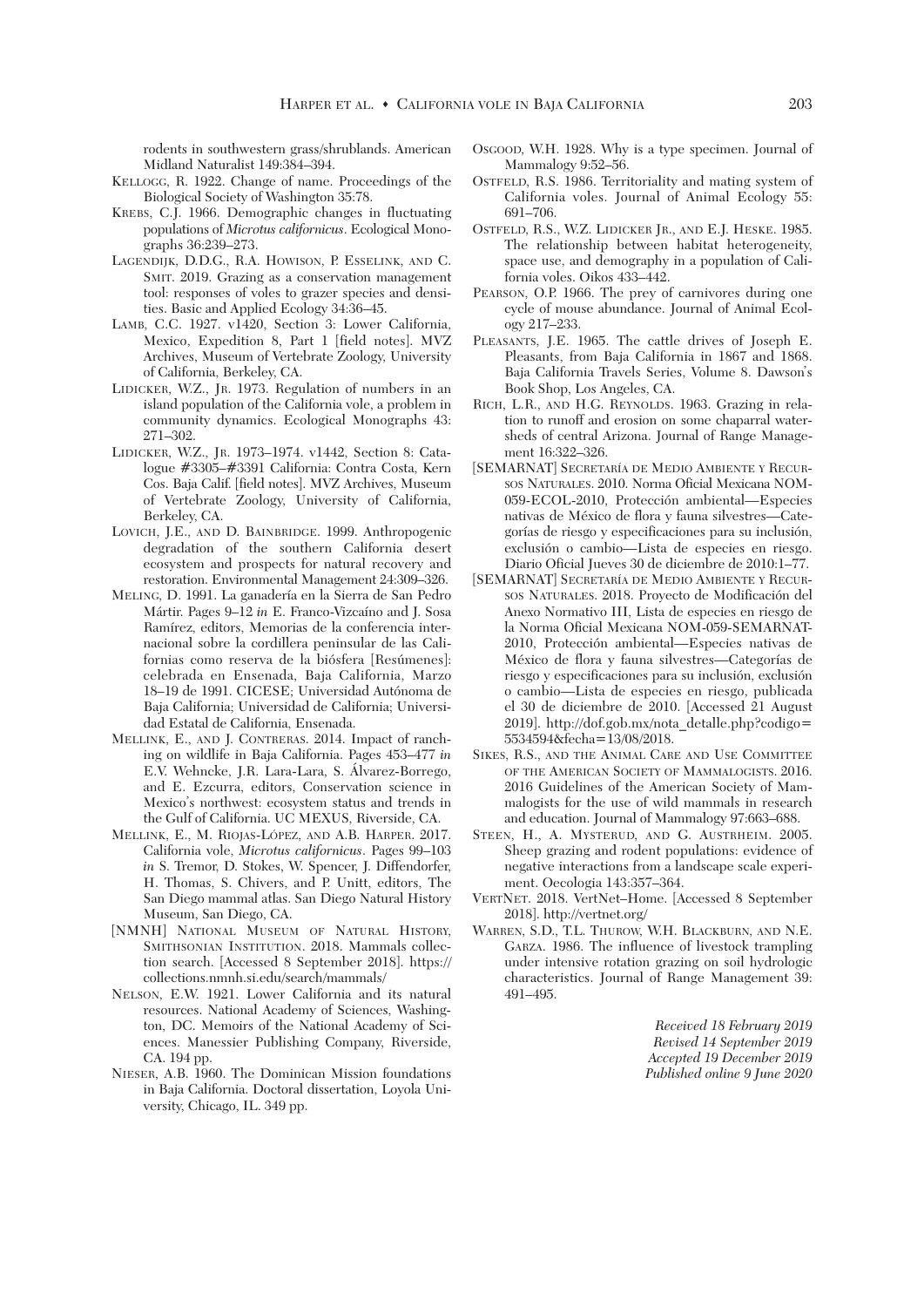rodents in southwestern grass/shrublands. American Midland Naturalist 149:384–394.

Kellogg, R. 1922. Change of name. Proceedings of the Biological Society of Washington 35:78.

Krebs, C.J. 1966. Demographic changes in fluctuating populations of *Microtus californicus*. Ecological Monographs 36:239–273.

Lagendijk, D.D.G., R.A. Howison, P. Esselink, and C. Smit. 2019. Grazing as a conservation management tool: responses of voles to grazer species and densities. Basic and Applied Ecology 34:36–45.

Lamb, C.C. 1927. v1420, Section 3: Lower California, Mexico, Expedition 8, Part 1 [field notes]. MVZ Archives, Museum of Vertebrate Zoology, University of California, Berkeley, CA.

Lidicker, W.Z., Jr. 1973. Regulation of numbers in an island population of the California vole, a problem in community dynamics. Ecological Monographs 43: 271–302.

Lidicker, W.Z., Jr. 1973–1974. v1442, Section 8: Catalogue #3305–#3391 California: Contra Costa, Kern Cos. Baja Calif. [field notes]. MVZ Archives, Museum of Vertebrate Zoology, University of California, Berkeley, CA.

Lovich, J.E., and D. Bainbridge. 1999. Anthropogenic degradation of the southern California desert ecosystem and prospects for natural recovery and restoration. Environmental Management 24:309–326.

Meling, D. 1991. La ganadería en la Sierra de San Pedro Mártir. Pages 9–12 *in* E. Franco-Vizcaíno and J. Sosa Ramírez, editors, Memorias de la conferencia internacional sobre la cordillera peninsular de las Californias como reserva de la biósfera [Resúmenes]: celebrada en Ensenada, Baja California, Marzo 18–19 de 1991. CICESE; Universidad Autónoma de Baja California; Universidad de California; Universidad Estatal de California, Ensenada.

Mellink, E., and J. Contreras. 2014. Impact of ranching on wildlife in Baja California. Pages 453–477 *in* E.V. Wehncke, J.R. Lara-Lara, S. Álvarez-Borrego, and E. Ezcurra, editors, Conservation science in Mexico's northwest: ecosystem status and trends in the Gulf of California. UC MEXUS, Riverside, CA.

Mellink, E., M. Riojas-López, and A.B. Harper. 2017. California vole, *Microtus californicus*. Pages 99–103 *in* S. Tremor, D. Stokes, W. Spencer, J. Diffendorfer, H. Thomas, S. Chivers, and P. Unitt, editors, The San Diego mammal atlas. San Diego Natural History Museum, San Diego, CA.

[NMNH] National Museum of Natural History, Smithsonian Institution. 2018. Mammals collection search. [Accessed 8 September 2018]. https://collections.nmnh.si.edu/search/mammals/

Nelson, E.W. 1921. Lower California and its natural resources. National Academy of Sciences, Washington, DC. Memoirs of the National Academy of Sciences. Manessier Publishing Company, Riverside, CA. 194 pp.

Nieser, A.B. 1960. The Dominican Mission foundations in Baja California. Doctoral dissertation, Loyola University, Chicago, IL. 349 pp.

Osgood, W.H. 1928. Why is a type specimen. Journal of Mammalogy 9:52–56.

Ostfeld, R.S. 1986. Territoriality and mating system of California voles. Journal of Animal Ecology 55: 691–706.

Ostfeld, R.S., W.Z. Lidicker Jr., and E.J. Heske. 1985. The relationship between habitat heterogeneity, space use, and demography in a population of California voles. Oikos 433–442.

Pearson, O.P. 1966. The prey of carnivores during one cycle of mouse abundance. Journal of Animal Ecology 217–233.

Pleasants, J.E. 1965. The cattle drives of Joseph E. Pleasants, from Baja California in 1867 and 1868. Baja California Travels Series, Volume 8. Dawson's Book Shop, Los Angeles, CA.

Rich, L.R., and H.G. Reynolds. 1963. Grazing in relation to runoff and erosion on some chaparral watersheds of central Arizona. Journal of Range Management 16:322–326.

[SEMARNAT] Secretaría de Medio Ambiente y Recursos Naturales. 2010. Norma Oficial Mexicana NOM-059-ECOL-2010, Protección ambiental—Especies nativas de México de flora y fauna silvestres—Categorías de riesgo y especificaciones para su inclusión, exclusión o cambio—Lista de especies en riesgo. Diario Oficial Jueves 30 de diciembre de 2010:1–77.

[SEMARNAT] Secretaría de Medio Ambiente y Recursos Naturales. 2018. Proyecto de Modificación del Anexo Normativo III, Lista de especies en riesgo de la Norma Oficial Mexicana NOM-059-SEMARNAT-2010, Protección ambiental—Especies nativas de México de flora y fauna silvestres—Categorías de riesgo y especificaciones para su inclusión, exclusión o cambio—Lista de especies en riesgo, publicada el 30 de diciembre de 2010. [Accessed 21 August 2019]. http://dof.gob.mx/nota_detalle.php?codigo=5534594&fecha=13/08/2018.

Sikes, R.S., and the Animal Care and Use Committee of the American Society of Mammalogists. 2016. 2016 Guidelines of the American Society of Mammalogists for the use of wild mammals in research and education. Journal of Mammalogy 97:663–688.

Steen, H., A. Mysterud, and G. Austrheim. 2005. Sheep grazing and rodent populations: evidence of negative interactions from a landscape scale experiment. Oecologia 143:357–364.

VertNet. 2018. VertNet–Home. [Accessed 8 September 2018]. http://vertnet.org/

Warren, S.D., T.L. Thurow, W.H. Blackburn, and N.E. Garza. 1986. The influence of livestock trampling under intensive rotation grazing on soil hydrologic characteristics. Journal of Range Management 39: 491–495.

*Received 18 February 2019*
*Revised 14 September 2019*
*Accepted 19 December 2019*
*Published online 9 June 2020*